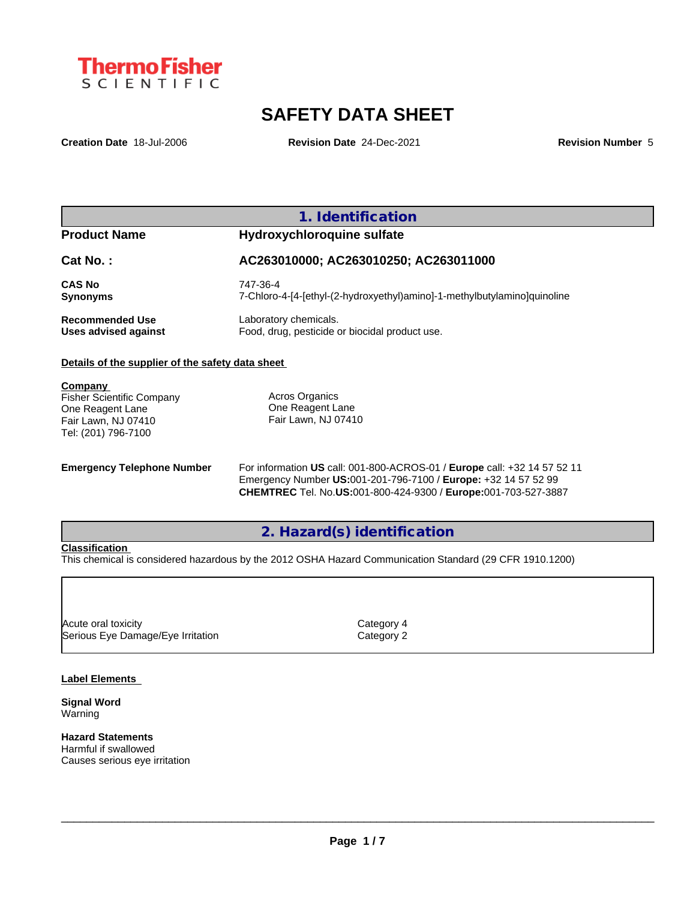ThermoFisher SCIENTIFIC

# SAFETY DATA SHEET

**Creation Date** 18-Jul-2006 **Revision Date** 24-Dec-2021 **Revision Number** 5

## 1. Identification

| | |
|---|---|
| **Product Name** | **Hydroxychloroquine sulfate** |
| **Cat No. :** | **AC263010000; AC263010250; AC263011000** |
| **CAS No** | 747-36-4 |
| **Synonyms** | 7-Chloro-4-[4-[ethyl-(2-hydroxyethyl)amino]-1-methylbutylamino]quinoline |
| **Recommended Use** | Laboratory chemicals. |
| **Uses advised against** | Food, drug, pesticide or biocidal product use. |

**Details of the supplier of the safety data sheet**

**Company**
Fisher Scientific Company
One Reagent Lane
Fair Lawn, NJ 07410
Tel: (201) 796-7100

Acros Organics
One Reagent Lane
Fair Lawn, NJ 07410

**Emergency Telephone Number**
For information **US** call: 001-800-ACROS-01 / **Europe** call: +32 14 57 52 11
Emergency Number **US:**001-201-796-7100 / **Europe:** +32 14 57 52 99
**CHEMTREC** Tel. No.**US:**001-800-424-9300 / **Europe:**001-703-527-3887

## 2. Hazard(s) identification

**Classification**
This chemical is considered hazardous by the 2012 OSHA Hazard Communication Standard (29 CFR 1910.1200)

| | |
|---|---|
| Acute oral toxicity | Category 4 |
| Serious Eye Damage/Eye Irritation | Category 2 |

**Label Elements**

**Signal Word**
Warning

**Hazard Statements**
Harmful if swallowed
Causes serious eye irritation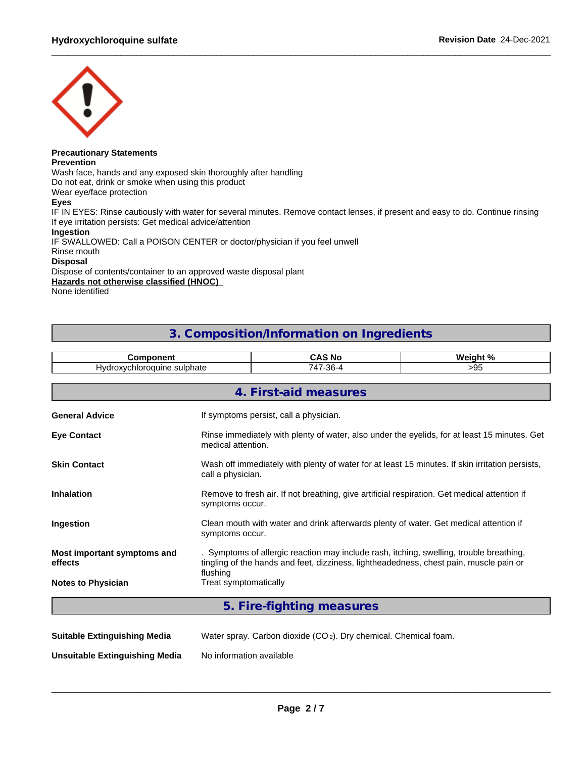**Precautionary Statements**

**Prevention**

Wash face, hands and any exposed skin thoroughly after handling
Do not eat, drink or smoke when using this product
Wear eye/face protection

**Eyes**

IF IN EYES: Rinse cautiously with water for several minutes. Remove contact lenses, if present and easy to do. Continue rinsing
If eye irritation persists: Get medical advice/attention

**Ingestion**

IF SWALLOWED: Call a POISON CENTER or doctor/physician if you feel unwell
Rinse mouth

**Disposal**

Dispose of contents/container to an approved waste disposal plant

**Hazards not otherwise classified (HNOC)**

None identified

## 3. Composition/Information on Ingredients

| Component | CAS No | Weight % |
| --- | --- | --- |
| Hydroxychloroquine sulphate | 747-36-4 | >95 |

## 4. First-aid measures

**General Advice**: If symptoms persist, call a physician.

**Eye Contact**: Rinse immediately with plenty of water, also under the eyelids, for at least 15 minutes. Get medical attention.

**Skin Contact**: Wash off immediately with plenty of water for at least 15 minutes. If skin irritation persists, call a physician.

**Inhalation**: Remove to fresh air. If not breathing, give artificial respiration. Get medical attention if symptoms occur.

**Ingestion**: Clean mouth with water and drink afterwards plenty of water. Get medical attention if symptoms occur.

**Most important symptoms and effects**: . Symptoms of allergic reaction may include rash, itching, swelling, trouble breathing, tingling of the hands and feet, dizziness, lightheadedness, chest pain, muscle pain or flushing

**Notes to Physician**: Treat symptomatically

## 5. Fire-fighting measures

**Suitable Extinguishing Media**: Water spray. Carbon dioxide ($CO_2$). Dry chemical. Chemical foam.

**Unsuitable Extinguishing Media**: No information available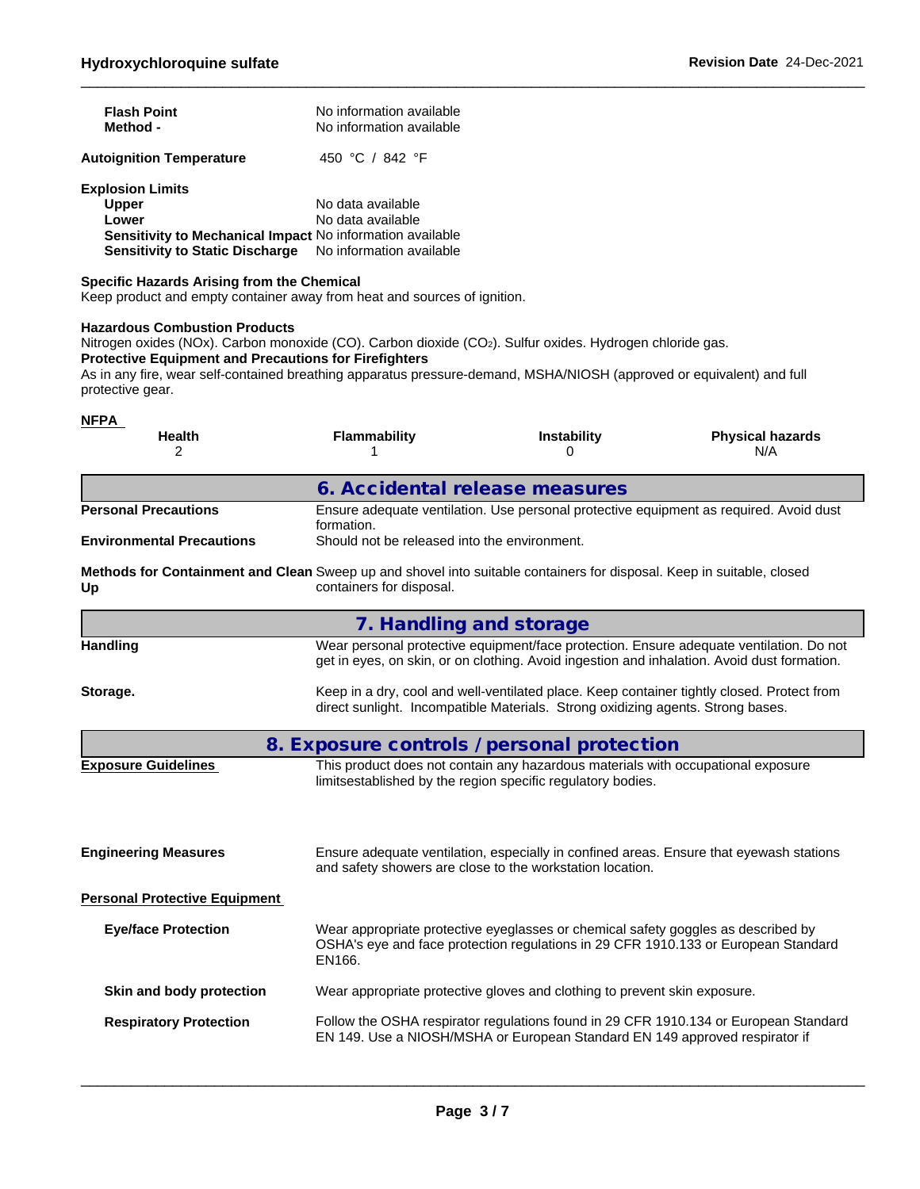| | |
|---|---|
| **Flash Point** | No information available |
| **Method -** | No information available |

**Autoignition Temperature** 450 °C / 842 °F

**Explosion Limits**

| | |
|---|---|
| **Upper** | No data available |
| **Lower** | No data available |
| **Sensitivity to Mechanical Impact** | No information available |
| **Sensitivity to Static Discharge** | No information available |

**Specific Hazards Arising from the Chemical**
Keep product and empty container away from heat and sources of ignition.

**Hazardous Combustion Products**
Nitrogen oxides (NOx). Carbon monoxide (CO). Carbon dioxide ($CO_2$). Sulfur oxides. Hydrogen chloride gas.

**Protective Equipment and Precautions for Firefighters**
As in any fire, wear self-contained breathing apparatus pressure-demand, MSHA/NIOSH (approved or equivalent) and full protective gear.

**NFPA**

| Health | Flammability | Instability | Physical hazards |
|---|---|---|---|
| 2 | 1 | 0 | N/A |

## 6. Accidental release measures

**Personal Precautions** Ensure adequate ventilation. Use personal protective equipment as required. Avoid dust formation.

**Environmental Precautions** Should not be released into the environment.

**Methods for Containment and Clean Up** Sweep up and shovel into suitable containers for disposal. Keep in suitable, closed containers for disposal.

## 7. Handling and storage

**Handling** Wear personal protective equipment/face protection. Ensure adequate ventilation. Do not get in eyes, on skin, or on clothing. Avoid ingestion and inhalation. Avoid dust formation.

**Storage.** Keep in a dry, cool and well-ventilated place. Keep container tightly closed. Protect from direct sunlight. Incompatible Materials. Strong oxidizing agents. Strong bases.

## 8. Exposure controls / personal protection

**Exposure Guidelines** This product does not contain any hazardous materials with occupational exposure limitsestablished by the region specific regulatory bodies.

**Engineering Measures** Ensure adequate ventilation, especially in confined areas. Ensure that eyewash stations and safety showers are close to the workstation location.

**Personal Protective Equipment**

**Eye/face Protection** Wear appropriate protective eyeglasses or chemical safety goggles as described by OSHA's eye and face protection regulations in 29 CFR 1910.133 or European Standard EN166.

**Skin and body protection** Wear appropriate protective gloves and clothing to prevent skin exposure.

**Respiratory Protection** Follow the OSHA respirator regulations found in 29 CFR 1910.134 or European Standard EN 149. Use a NIOSH/MSHA or European Standard EN 149 approved respirator if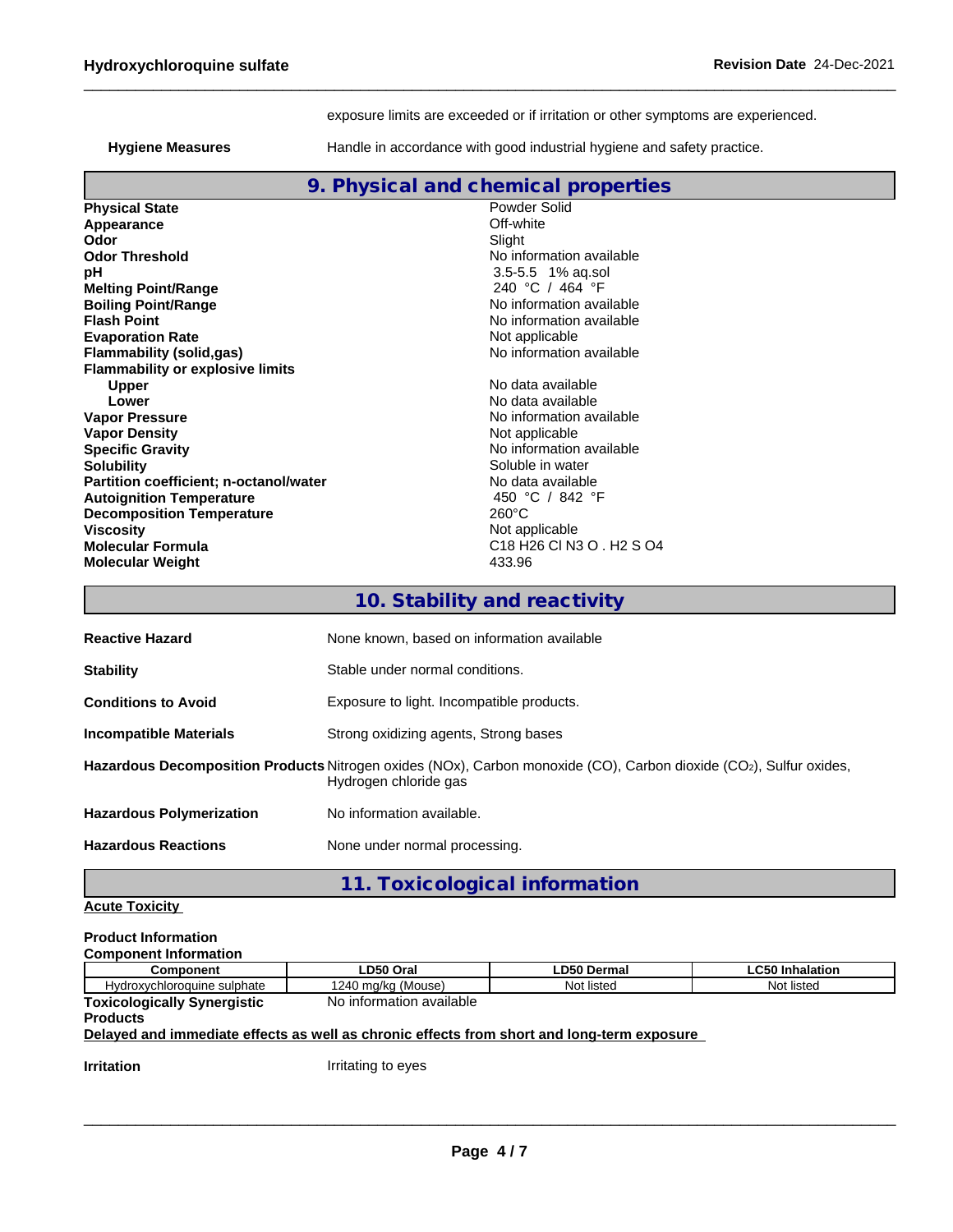exposure limits are exceeded or if irritation or other symptoms are experienced.

**Hygiene Measures** Handle in accordance with good industrial hygiene and safety practice.

## 9. Physical and chemical properties

| | |
|---|---|
| **Physical State** | Powder Solid |
| **Appearance** | Off-white |
| **Odor** | Slight |
| **Odor Threshold** | No information available |
| **pH** | 3.5-5.5 1% aq.sol |
| **Melting Point/Range** | 240 °C / 464 °F |
| **Boiling Point/Range** | No information available |
| **Flash Point** | No information available |
| **Evaporation Rate** | Not applicable |
| **Flammability (solid,gas)** | No information available |
| **Flammability or explosive limits** | |
| **Upper** | No data available |
| **Lower** | No data available |
| **Vapor Pressure** | No information available |
| **Vapor Density** | Not applicable |
| **Specific Gravity** | No information available |
| **Solubility** | Soluble in water |
| **Partition coefficient; n-octanol/water** | No data available |
| **Autoignition Temperature** | 450 °C / 842 °F |
| **Decomposition Temperature** | 260°C |
| **Viscosity** | Not applicable |
| **Molecular Formula** | C18 H26 Cl N3 O . H2 S O4 |
| **Molecular Weight** | 433.96 |

## 10. Stability and reactivity

**Reactive Hazard** None known, based on information available

**Stability** Stable under normal conditions.

**Conditions to Avoid** Exposure to light. Incompatible products.

**Incompatible Materials** Strong oxidizing agents, Strong bases

**Hazardous Decomposition Products** Nitrogen oxides (NOx), Carbon monoxide (CO), Carbon dioxide ($CO_2$), Sulfur oxides, Hydrogen chloride gas

**Hazardous Polymerization** No information available.

**Hazardous Reactions** None under normal processing.

## 11. Toxicological information

**Acute Toxicity**

**Product Information**

**Component Information**

| Component | LD50 Oral | LD50 Dermal | LC50 Inhalation |
|---|---|---|---|
| Hydroxychloroquine sulphate | 1240 mg/kg (Mouse) | Not listed | Not listed |

**Toxicologically Synergistic Products** No information available

**Delayed and immediate effects as well as chronic effects from short and long-term exposure**

**Irritation** Irritating to eyes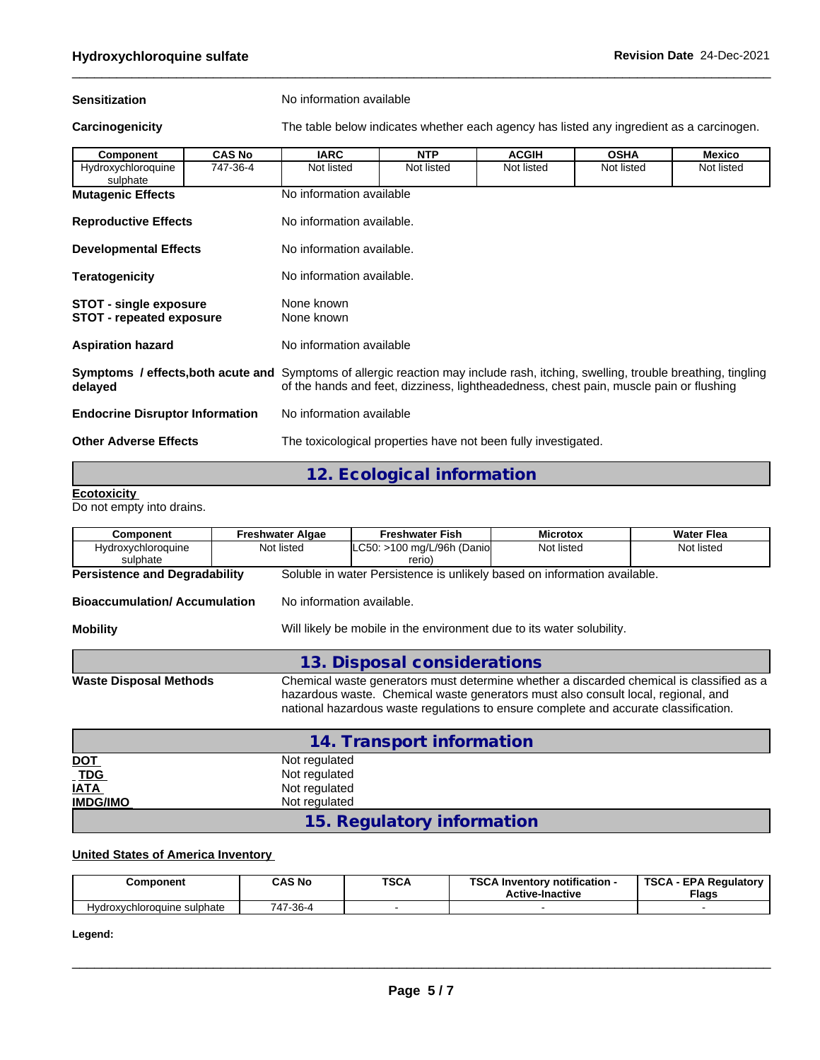**Sensitization** No information available

**Carcinogenicity** The table below indicates whether each agency has listed any ingredient as a carcinogen.

| Component | CAS No | IARC | NTP | ACGIH | OSHA | Mexico |
|---|---|---|---|---|---|---|
| Hydroxychloroquine sulphate | 747-36-4 | Not listed | Not listed | Not listed | Not listed | Not listed |

**Mutagenic Effects** No information available

**Reproductive Effects** No information available.

**Developmental Effects** No information available.

**Teratogenicity** No information available.

**STOT - single exposure** None known
**STOT - repeated exposure** None known

**Aspiration hazard** No information available

**Symptoms / effects,both acute and delayed** Symptoms of allergic reaction may include rash, itching, swelling, trouble breathing, tingling of the hands and feet, dizziness, lightheadedness, chest pain, muscle pain or flushing

**Endocrine Disruptor Information** No information available

**Other Adverse Effects** The toxicological properties have not been fully investigated.

## 12. Ecological information

**Ecotoxicity**
Do not empty into drains.

| Component | Freshwater Algae | Freshwater Fish | Microtox | Water Flea |
|---|---|---|---|---|
| Hydroxychloroquine sulphate | Not listed | LC50: >100 mg/L/96h (Danio rerio) | Not listed | Not listed |

**Persistence and Degradability** Soluble in water Persistence is unlikely based on information available.

**Bioaccumulation/ Accumulation** No information available.

**Mobility** Will likely be mobile in the environment due to its water solubility.

## 13. Disposal considerations

**Waste Disposal Methods** Chemical waste generators must determine whether a discarded chemical is classified as a hazardous waste. Chemical waste generators must also consult local, regional, and national hazardous waste regulations to ensure complete and accurate classification.

## 14. Transport information

**DOT** Not regulated
**TDG** Not regulated
**IATA** Not regulated
**IMDG/IMO** Not regulated

## 15. Regulatory information

**United States of America Inventory**

| Component | CAS No | TSCA | TSCA Inventory notification - Active-Inactive | TSCA - EPA Regulatory Flags |
|---|---|---|---|---|
| Hydroxychloroquine sulphate | 747-36-4 | - | - | - |

**Legend:**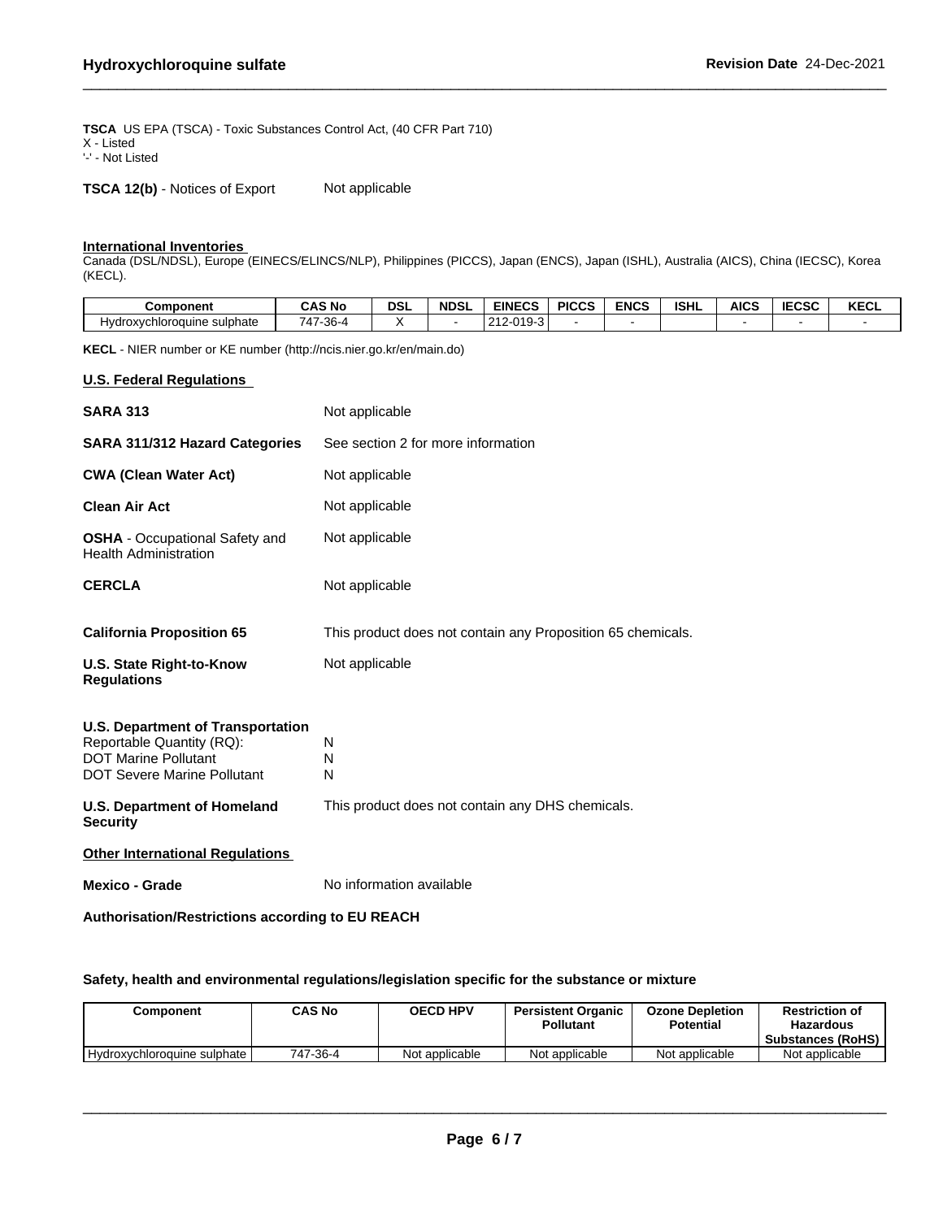**TSCA** US EPA (TSCA) - Toxic Substances Control Act, (40 CFR Part 710)
X - Listed
'-' - Not Listed

**TSCA 12(b)** - Notices of Export Not applicable

**International Inventories**
Canada (DSL/NDSL), Europe (EINECS/ELINCS/NLP), Philippines (PICCS), Japan (ENCS), Japan (ISHL), Australia (AICS), China (IECSC), Korea (KECL).

| Component | CAS No | DSL | NDSL | EINECS | PICCS | ENCS | ISHL | AICS | IECSC | KECL |
|---|---|---|---|---|---|---|---|---|---|---|
| Hydroxychloroquine sulphate | 747-36-4 | X | - | 212-019-3 | - | - | | - | - | - |

**KECL** - NIER number or KE number (http://ncis.nier.go.kr/en/main.do)

**U.S. Federal Regulations**

**SARA 313** Not applicable

**SARA 311/312 Hazard Categories** See section 2 for more information

**CWA (Clean Water Act)** Not applicable

**Clean Air Act** Not applicable

**OSHA** - Occupational Safety and Health Administration Not applicable

**CERCLA** Not applicable

**California Proposition 65** This product does not contain any Proposition 65 chemicals.

**U.S. State Right-to-Know Regulations** Not applicable

**U.S. Department of Transportation**
Reportable Quantity (RQ): N
DOT Marine Pollutant N
DOT Severe Marine Pollutant N

**U.S. Department of Homeland Security** This product does not contain any DHS chemicals.

**Other International Regulations**

**Mexico - Grade** No information available

**Authorisation/Restrictions according to EU REACH**

**Safety, health and environmental regulations/legislation specific for the substance or mixture**

| Component | CAS No | OECD HPV | Persistent Organic Pollutant | Ozone Depletion Potential | Restriction of Hazardous Substances (RoHS) |
|---|---|---|---|---|---|
| Hydroxychloroquine sulphate | 747-36-4 | Not applicable | Not applicable | Not applicable | Not applicable |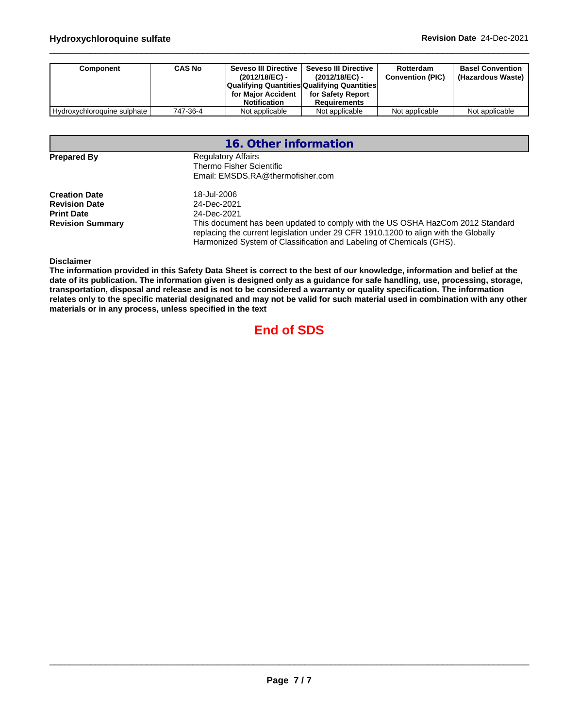| Component | CAS No | Seveso III Directive (2012/18/EC) - Qualifying Quantities for Major Accident Notification | Seveso III Directive (2012/18/EC) - Qualifying Quantities for Safety Report Requirements | Rotterdam Convention (PIC) | Basel Convention (Hazardous Waste) |
|---|---|---|---|---|---|
| Hydroxychloroquine sulphate | 747-36-4 | Not applicable | Not applicable | Not applicable | Not applicable |

## 16. Other information

**Prepared By**
Regulatory Affairs
Thermo Fisher Scientific
Email: EMSDS.RA@thermofisher.com

**Creation Date** 18-Jul-2006
**Revision Date** 24-Dec-2021
**Print Date** 24-Dec-2021
**Revision Summary** This document has been updated to comply with the US OSHA HazCom 2012 Standard replacing the current legislation under 29 CFR 1910.1200 to align with the Globally Harmonized System of Classification and Labeling of Chemicals (GHS).

**Disclaimer**

**The information provided in this Safety Data Sheet is correct to the best of our knowledge, information and belief at the date of its publication. The information given is designed only as a guidance for safe handling, use, processing, storage, transportation, disposal and release and is not to be considered a warranty or quality specification. The information relates only to the specific material designated and may not be valid for such material used in combination with any other materials or in any process, unless specified in the text**

**End of SDS**